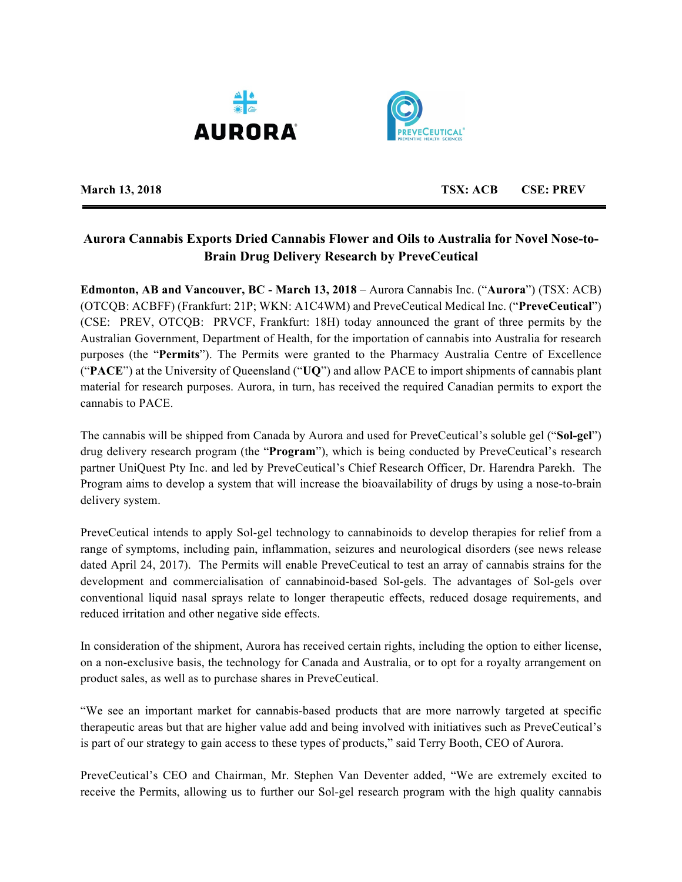**March 13, 2018** **TSX: ACB** **CSE: PREV**

## Aurora Cannabis Exports Dried Cannabis Flower and Oils to Australia for Novel Nose-to-Brain Drug Delivery Research by PreveCeutical

**Edmonton, AB and Vancouver, BC - March 13, 2018** – Aurora Cannabis Inc. ("**Aurora**") (TSX: ACB) (OTCQB: ACBFF) (Frankfurt: 21P; WKN: A1C4WM) and PreveCeutical Medical Inc. ("**PreveCeutical**") (CSE: PREV, OTCQB: PRVCF, Frankfurt: 18H) today announced the grant of three permits by the Australian Government, Department of Health, for the importation of cannabis into Australia for research purposes (the "**Permits**"). The Permits were granted to the Pharmacy Australia Centre of Excellence ("**PACE**") at the University of Queensland ("**UQ**") and allow PACE to import shipments of cannabis plant material for research purposes. Aurora, in turn, has received the required Canadian permits to export the cannabis to PACE.

The cannabis will be shipped from Canada by Aurora and used for PreveCeutical's soluble gel ("**Sol-gel**") drug delivery research program (the "**Program**"), which is being conducted by PreveCeutical's research partner UniQuest Pty Inc. and led by PreveCeutical's Chief Research Officer, Dr. Harendra Parekh. The Program aims to develop a system that will increase the bioavailability of drugs by using a nose-to-brain delivery system.

PreveCeutical intends to apply Sol-gel technology to cannabinoids to develop therapies for relief from a range of symptoms, including pain, inflammation, seizures and neurological disorders (see news release dated April 24, 2017). The Permits will enable PreveCeutical to test an array of cannabis strains for the development and commercialisation of cannabinoid-based Sol-gels. The advantages of Sol-gels over conventional liquid nasal sprays relate to longer therapeutic effects, reduced dosage requirements, and reduced irritation and other negative side effects.

In consideration of the shipment, Aurora has received certain rights, including the option to either license, on a non-exclusive basis, the technology for Canada and Australia, or to opt for a royalty arrangement on product sales, as well as to purchase shares in PreveCeutical.

"We see an important market for cannabis-based products that are more narrowly targeted at specific therapeutic areas but that are higher value add and being involved with initiatives such as PreveCeutical's is part of our strategy to gain access to these types of products," said Terry Booth, CEO of Aurora.

PreveCeutical's CEO and Chairman, Mr. Stephen Van Deventer added, "We are extremely excited to receive the Permits, allowing us to further our Sol-gel research program with the high quality cannabis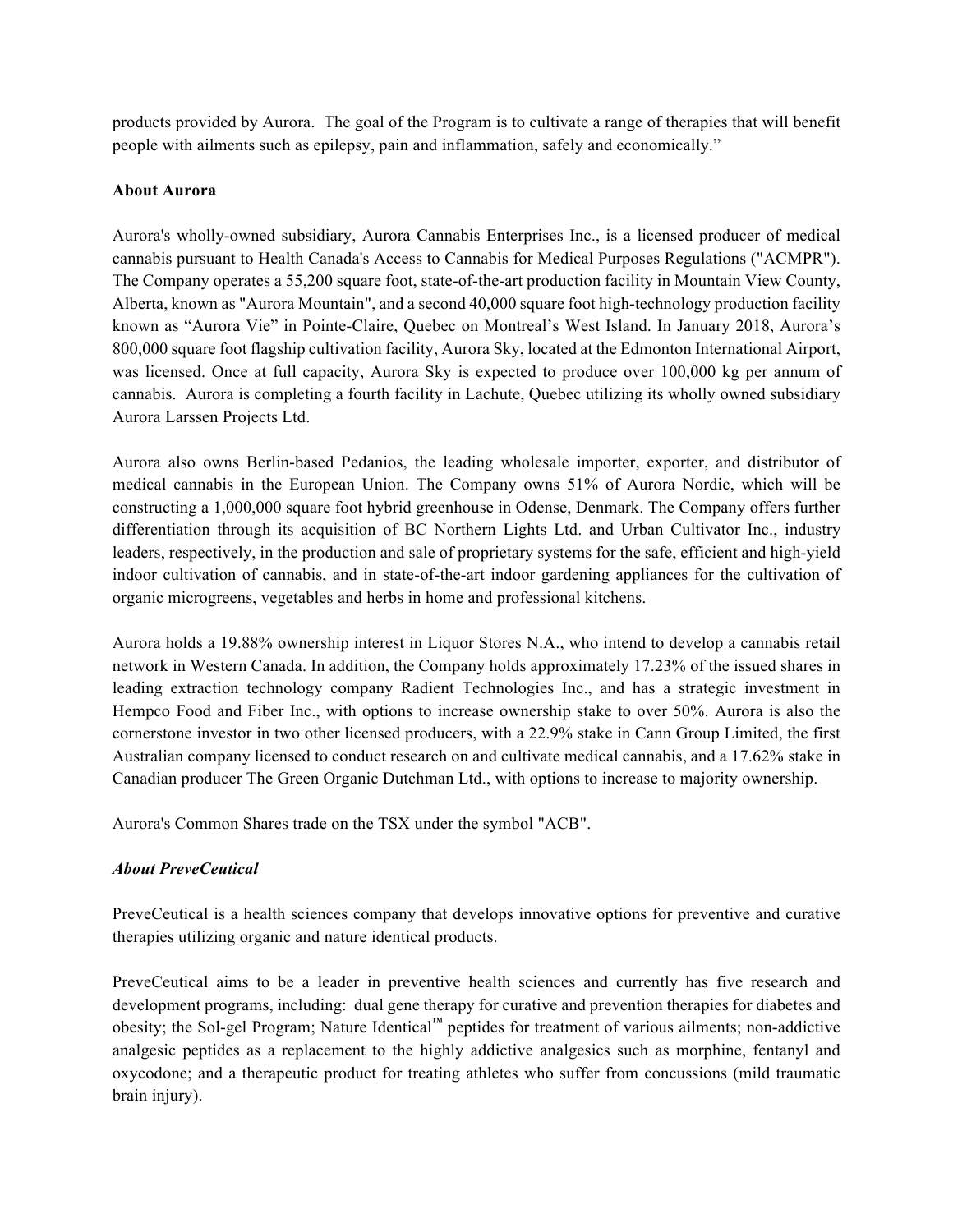products provided by Aurora. The goal of the Program is to cultivate a range of therapies that will benefit people with ailments such as epilepsy, pain and inflammation, safely and economically."

**About Aurora**

Aurora's wholly-owned subsidiary, Aurora Cannabis Enterprises Inc., is a licensed producer of medical cannabis pursuant to Health Canada's Access to Cannabis for Medical Purposes Regulations ("ACMPR"). The Company operates a 55,200 square foot, state-of-the-art production facility in Mountain View County, Alberta, known as "Aurora Mountain", and a second 40,000 square foot high-technology production facility known as "Aurora Vie" in Pointe-Claire, Quebec on Montreal's West Island. In January 2018, Aurora's 800,000 square foot flagship cultivation facility, Aurora Sky, located at the Edmonton International Airport, was licensed. Once at full capacity, Aurora Sky is expected to produce over 100,000 kg per annum of cannabis. Aurora is completing a fourth facility in Lachute, Quebec utilizing its wholly owned subsidiary Aurora Larssen Projects Ltd.

Aurora also owns Berlin-based Pedanios, the leading wholesale importer, exporter, and distributor of medical cannabis in the European Union. The Company owns 51% of Aurora Nordic, which will be constructing a 1,000,000 square foot hybrid greenhouse in Odense, Denmark. The Company offers further differentiation through its acquisition of BC Northern Lights Ltd. and Urban Cultivator Inc., industry leaders, respectively, in the production and sale of proprietary systems for the safe, efficient and high-yield indoor cultivation of cannabis, and in state-of-the-art indoor gardening appliances for the cultivation of organic microgreens, vegetables and herbs in home and professional kitchens.

Aurora holds a 19.88% ownership interest in Liquor Stores N.A., who intend to develop a cannabis retail network in Western Canada. In addition, the Company holds approximately 17.23% of the issued shares in leading extraction technology company Radient Technologies Inc., and has a strategic investment in Hempco Food and Fiber Inc., with options to increase ownership stake to over 50%. Aurora is also the cornerstone investor in two other licensed producers, with a 22.9% stake in Cann Group Limited, the first Australian company licensed to conduct research on and cultivate medical cannabis, and a 17.62% stake in Canadian producer The Green Organic Dutchman Ltd., with options to increase to majority ownership.

Aurora's Common Shares trade on the TSX under the symbol "ACB".

***About PreveCeutical***

PreveCeutical is a health sciences company that develops innovative options for preventive and curative therapies utilizing organic and nature identical products.

PreveCeutical aims to be a leader in preventive health sciences and currently has five research and development programs, including: dual gene therapy for curative and prevention therapies for diabetes and obesity; the Sol-gel Program; Nature Identical™ peptides for treatment of various ailments; non-addictive analgesic peptides as a replacement to the highly addictive analgesics such as morphine, fentanyl and oxycodone; and a therapeutic product for treating athletes who suffer from concussions (mild traumatic brain injury).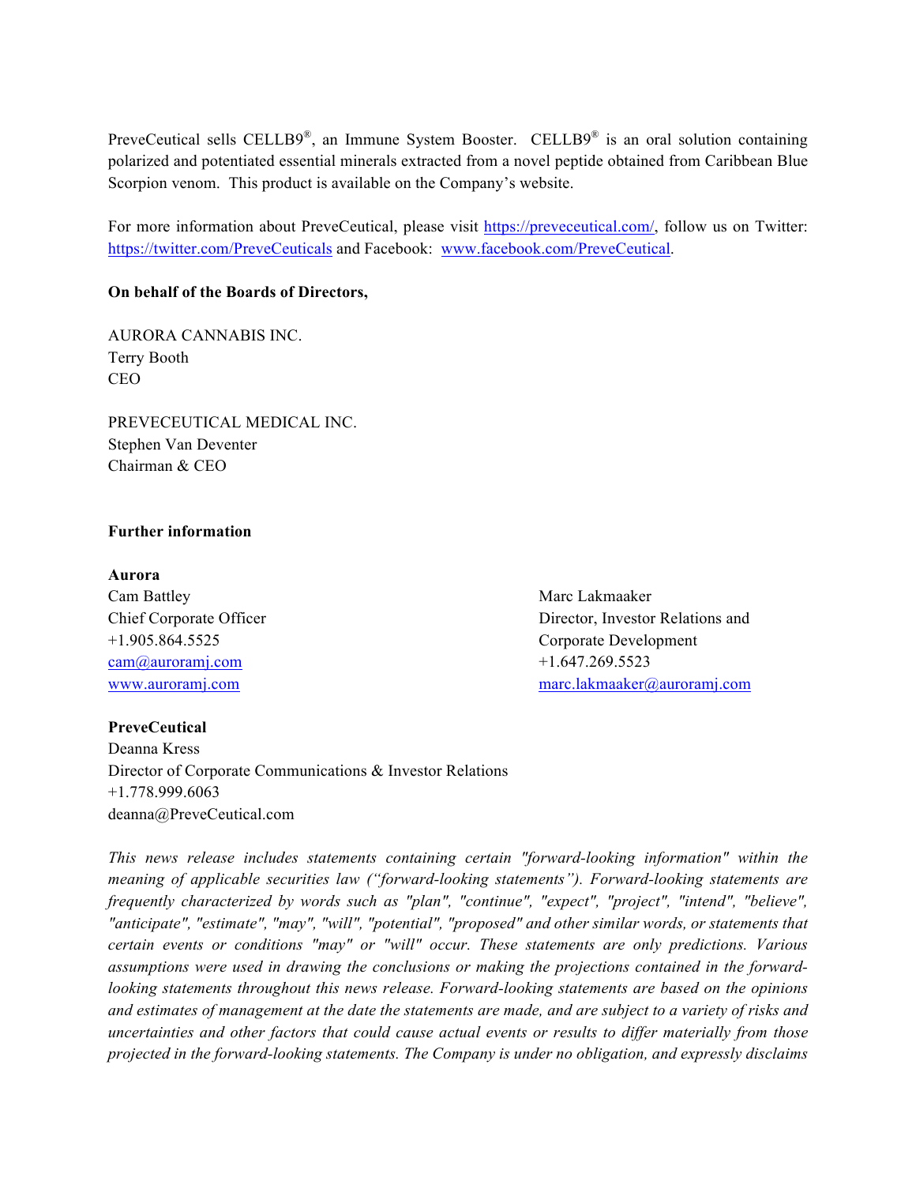PreveCeutical sells CELLB9®, an Immune System Booster. CELLB9® is an oral solution containing polarized and potentiated essential minerals extracted from a novel peptide obtained from Caribbean Blue Scorpion venom. This product is available on the Company's website.

For more information about PreveCeutical, please visit https://preveceutical.com/, follow us on Twitter: https://twitter.com/PreveCeuticals and Facebook: www.facebook.com/PreveCeutical.

**On behalf of the Boards of Directors,**

AURORA CANNABIS INC.
Terry Booth
CEO

PREVECEUTICAL MEDICAL INC.
Stephen Van Deventer
Chairman & CEO

**Further information**

**Aurora**

Cam Battley
Chief Corporate Officer
+1.905.864.5525
cam@auroramj.com
www.auroramj.com

Marc Lakmaaker
Director, Investor Relations and Corporate Development
+1.647.269.5523
marc.lakmaaker@auroramj.com

**PreveCeutical**

Deanna Kress
Director of Corporate Communications & Investor Relations
+1.778.999.6063
deanna@PreveCeutical.com

*This news release includes statements containing certain "forward-looking information" within the meaning of applicable securities law ("forward-looking statements"). Forward-looking statements are frequently characterized by words such as "plan", "continue", "expect", "project", "intend", "believe", "anticipate", "estimate", "may", "will", "potential", "proposed" and other similar words, or statements that certain events or conditions "may" or "will" occur. These statements are only predictions. Various assumptions were used in drawing the conclusions or making the projections contained in the forward-looking statements throughout this news release. Forward-looking statements are based on the opinions and estimates of management at the date the statements are made, and are subject to a variety of risks and uncertainties and other factors that could cause actual events or results to differ materially from those projected in the forward-looking statements. The Company is under no obligation, and expressly disclaims*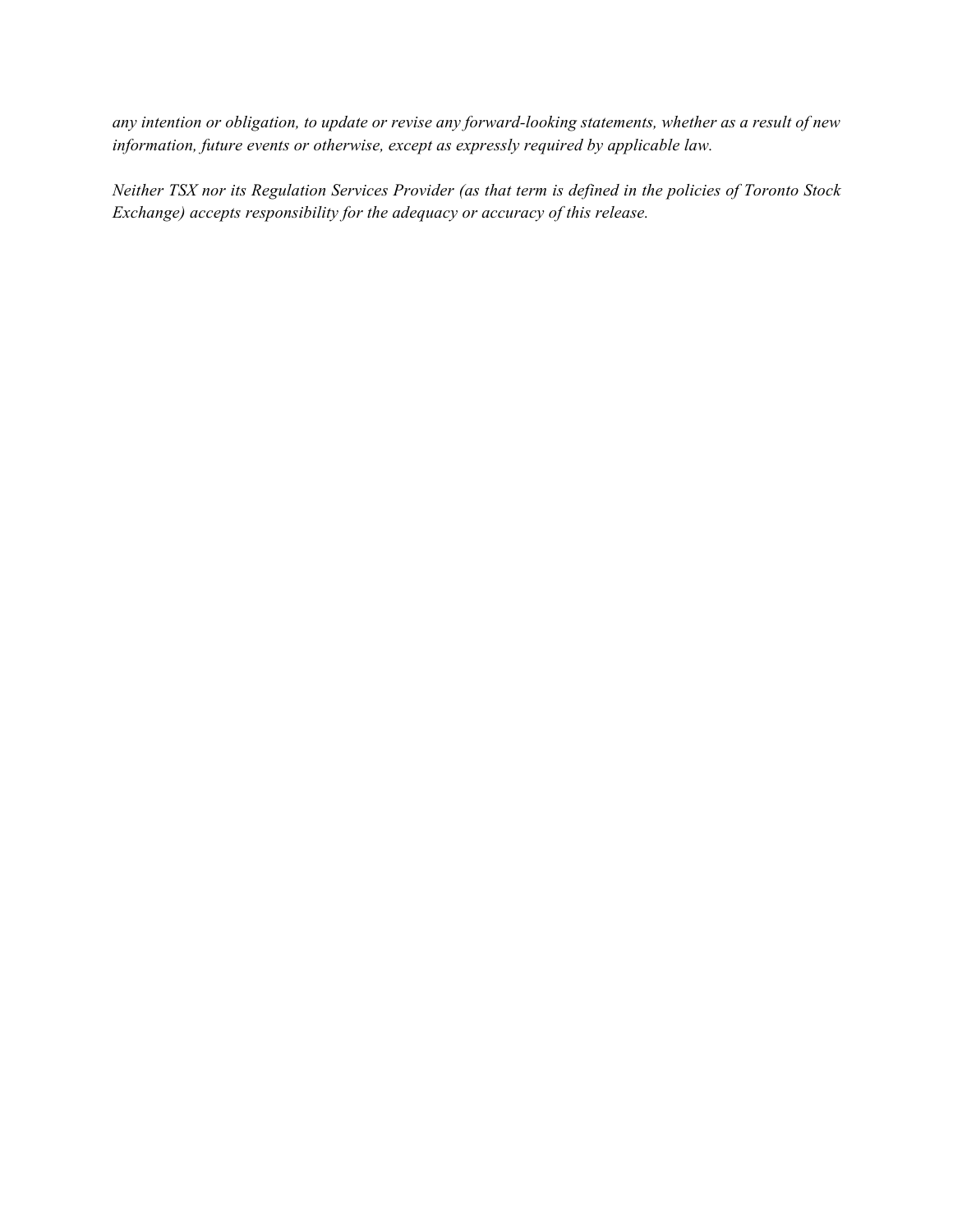*any intention or obligation, to update or revise any forward-looking statements, whether as a result of new information, future events or otherwise, except as expressly required by applicable law.*

*Neither TSX nor its Regulation Services Provider (as that term is defined in the policies of Toronto Stock Exchange) accepts responsibility for the adequacy or accuracy of this release.*